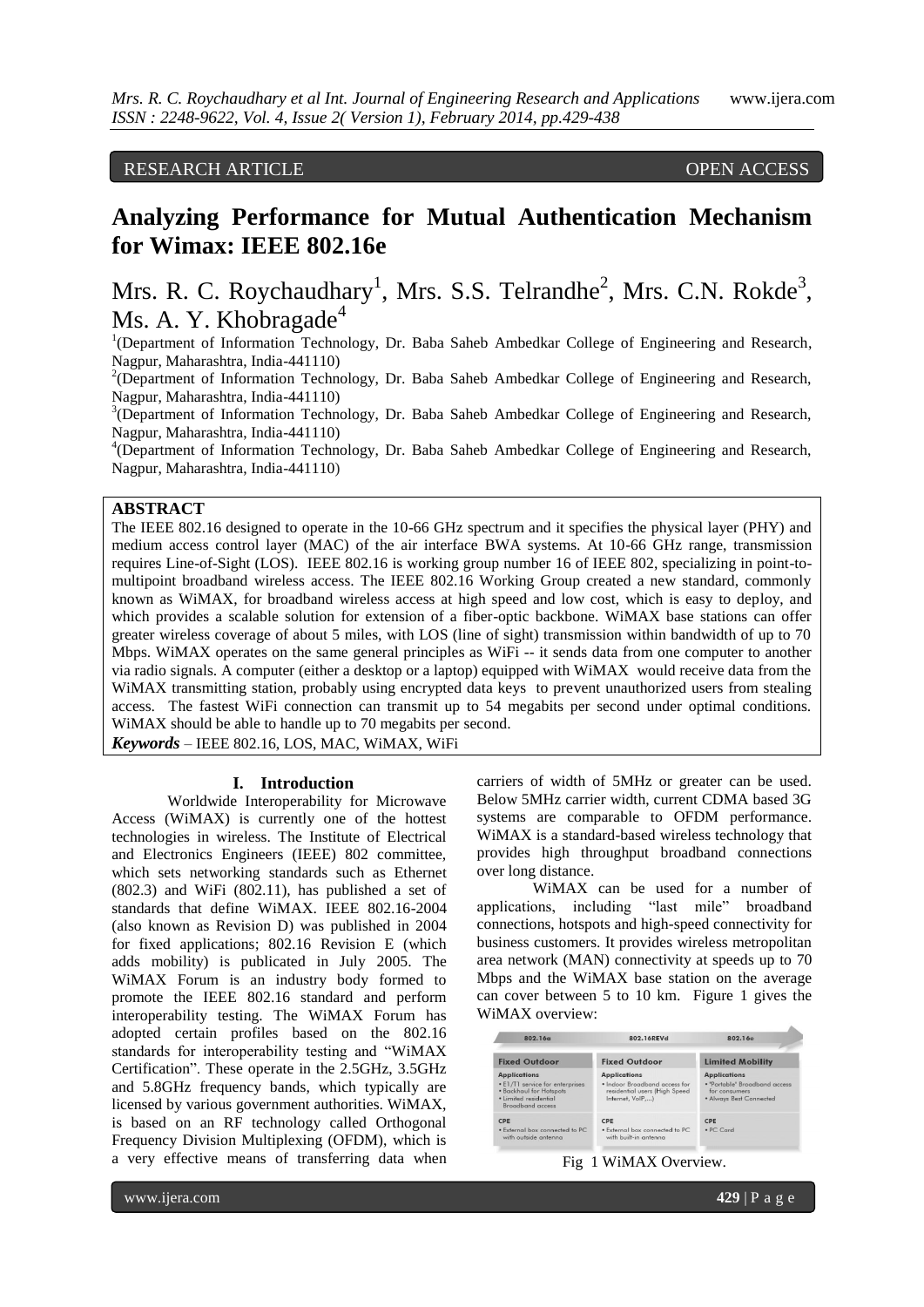RESEARCH ARTICLE OPEN ACCESS

# Analyzing Performance for Mutual Authentication Mechanism for Wimax: IEEE 802.16e

Mrs. R. C. Roychaudhary[1], Mrs. S.S. Telrandhe[2], Mrs. C.N. Rokde[3], Ms. A. Y. Khobragade[4]

[1](Department of Information Technology, Dr. Baba Saheb Ambedkar College of Engineering and Research, Nagpur, Maharashtra, India-441110)
[2](Department of Information Technology, Dr. Baba Saheb Ambedkar College of Engineering and Research, Nagpur, Maharashtra, India-441110)
[3](Department of Information Technology, Dr. Baba Saheb Ambedkar College of Engineering and Research, Nagpur, Maharashtra, India-441110)
[4](Department of Information Technology, Dr. Baba Saheb Ambedkar College of Engineering and Research, Nagpur, Maharashtra, India-441110)

## ABSTRACT

The IEEE 802.16 designed to operate in the 10-66 GHz spectrum and it specifies the physical layer (PHY) and medium access control layer (MAC) of the air interface BWA systems. At 10-66 GHz range, transmission requires Line-of-Sight (LOS). IEEE 802.16 is working group number 16 of IEEE 802, specializing in point-to-multipoint broadband wireless access. The IEEE 802.16 Working Group created a new standard, commonly known as WiMAX, for broadband wireless access at high speed and low cost, which is easy to deploy, and which provides a scalable solution for extension of a fiber-optic backbone. WiMAX base stations can offer greater wireless coverage of about 5 miles, with LOS (line of sight) transmission within bandwidth of up to 70 Mbps. WiMAX operates on the same general principles as WiFi -- it sends data from one computer to another via radio signals. A computer (either a desktop or a laptop) equipped with WiMAX would receive data from the WiMAX transmitting station, probably using encrypted data keys to prevent unauthorized users from stealing access. The fastest WiFi connection can transmit up to 54 megabits per second under optimal conditions. WiMAX should be able to handle up to 70 megabits per second.

***Keywords*** – IEEE 802.16, LOS, MAC, WiMAX, WiFi

## I. Introduction

Worldwide Interoperability for Microwave Access (WiMAX) is currently one of the hottest technologies in wireless. The Institute of Electrical and Electronics Engineers (IEEE) 802 committee, which sets networking standards such as Ethernet (802.3) and WiFi (802.11), has published a set of standards that define WiMAX. IEEE 802.16-2004 (also known as Revision D) was published in 2004 for fixed applications; 802.16 Revision E (which adds mobility) is publicated in July 2005. The WiMAX Forum is an industry body formed to promote the IEEE 802.16 standard and perform interoperability testing. The WiMAX Forum has adopted certain profiles based on the 802.16 standards for interoperability testing and "WiMAX Certification". These operate in the 2.5GHz, 3.5GHz and 5.8GHz frequency bands, which typically are licensed by various government authorities. WiMAX, is based on an RF technology called Orthogonal Frequency Division Multiplexing (OFDM), which is a very effective means of transferring data when carriers of width of 5MHz or greater can be used. Below 5MHz carrier width, current CDMA based 3G systems are comparable to OFDM performance. WiMAX is a standard-based wireless technology that provides high throughput broadband connections over long distance.

WiMAX can be used for a number of applications, including "last mile" broadband connections, hotspots and high-speed connectivity for business customers. It provides wireless metropolitan area network (MAN) connectivity at speeds up to 70 Mbps and the WiMAX base station on the average can cover between 5 to 10 km. Figure 1 gives the WiMAX overview:

| 802.16a | 802.16REVd | 802.16e |
|---|---|---|
| **Fixed Outdoor** | **Fixed Outdoor** | **Limited Mobility** |
| **Applications**<br>• E1/T1 service for enterprises<br>• Backhaul for Hotspots<br>• Limited residential Broadband access | **Applications**<br>• Indoor Broadband access for residential users (High Speed Internet, VoIP,...) | **Applications**<br>• "Portable" Broadband access for consumers<br>• Always Best Connected |
| **CPE**<br>• External box connected to PC with outside antenna | **CPE**<br>• External box connected to PC with built-in antenna | **CPE**<br>• PC Card |

Fig 1 WiMAX Overview.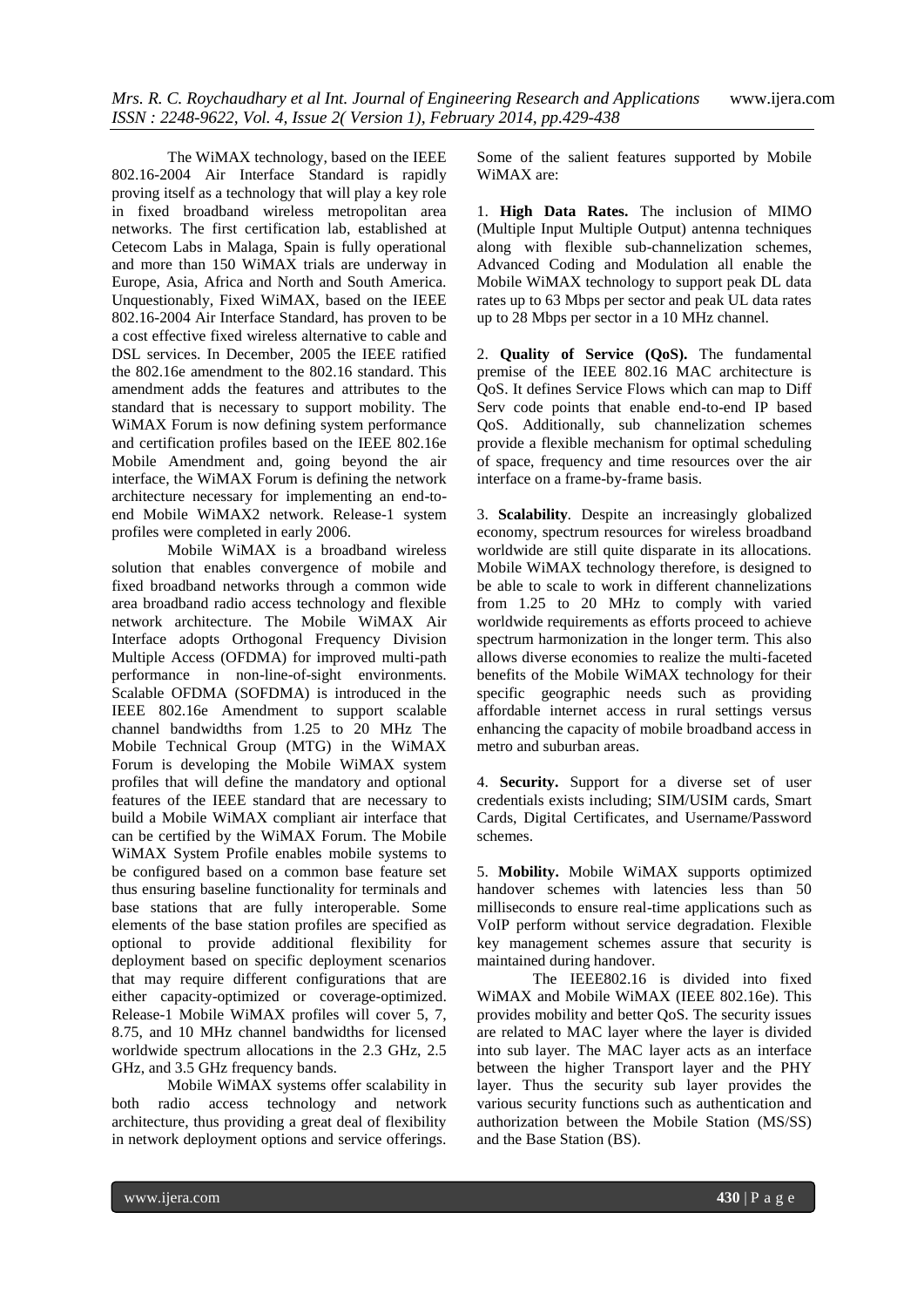The WiMAX technology, based on the IEEE 802.16-2004 Air Interface Standard is rapidly proving itself as a technology that will play a key role in fixed broadband wireless metropolitan area networks. The first certification lab, established at Cetecom Labs in Malaga, Spain is fully operational and more than 150 WiMAX trials are underway in Europe, Asia, Africa and North and South America. Unquestionably, Fixed WiMAX, based on the IEEE 802.16-2004 Air Interface Standard, has proven to be a cost effective fixed wireless alternative to cable and DSL services. In December, 2005 the IEEE ratified the 802.16e amendment to the 802.16 standard. This amendment adds the features and attributes to the standard that is necessary to support mobility. The WiMAX Forum is now defining system performance and certification profiles based on the IEEE 802.16e Mobile Amendment and, going beyond the air interface, the WiMAX Forum is defining the network architecture necessary for implementing an end-to-end Mobile WiMAX2 network. Release-1 system profiles were completed in early 2006.

Mobile WiMAX is a broadband wireless solution that enables convergence of mobile and fixed broadband networks through a common wide area broadband radio access technology and flexible network architecture. The Mobile WiMAX Air Interface adopts Orthogonal Frequency Division Multiple Access (OFDMA) for improved multi-path performance in non-line-of-sight environments. Scalable OFDMA (SOFDMA) is introduced in the IEEE 802.16e Amendment to support scalable channel bandwidths from 1.25 to 20 MHz The Mobile Technical Group (MTG) in the WiMAX Forum is developing the Mobile WiMAX system profiles that will define the mandatory and optional features of the IEEE standard that are necessary to build a Mobile WiMAX compliant air interface that can be certified by the WiMAX Forum. The Mobile WiMAX System Profile enables mobile systems to be configured based on a common base feature set thus ensuring baseline functionality for terminals and base stations that are fully interoperable. Some elements of the base station profiles are specified as optional to provide additional flexibility for deployment based on specific deployment scenarios that may require different configurations that are either capacity-optimized or coverage-optimized. Release-1 Mobile WiMAX profiles will cover 5, 7, 8.75, and 10 MHz channel bandwidths for licensed worldwide spectrum allocations in the 2.3 GHz, 2.5 GHz, and 3.5 GHz frequency bands.

Mobile WiMAX systems offer scalability in both radio access technology and network architecture, thus providing a great deal of flexibility in network deployment options and service offerings. Some of the salient features supported by Mobile WiMAX are:

1. **High Data Rates.** The inclusion of MIMO (Multiple Input Multiple Output) antenna techniques along with flexible sub-channelization schemes, Advanced Coding and Modulation all enable the Mobile WiMAX technology to support peak DL data rates up to 63 Mbps per sector and peak UL data rates up to 28 Mbps per sector in a 10 MHz channel.

2. **Quality of Service (QoS).** The fundamental premise of the IEEE 802.16 MAC architecture is QoS. It defines Service Flows which can map to Diff Serv code points that enable end-to-end IP based QoS. Additionally, sub channelization schemes provide a flexible mechanism for optimal scheduling of space, frequency and time resources over the air interface on a frame-by-frame basis.

3. **Scalability**. Despite an increasingly globalized economy, spectrum resources for wireless broadband worldwide are still quite disparate in its allocations. Mobile WiMAX technology therefore, is designed to be able to scale to work in different channelizations from 1.25 to 20 MHz to comply with varied worldwide requirements as efforts proceed to achieve spectrum harmonization in the longer term. This also allows diverse economies to realize the multi-faceted benefits of the Mobile WiMAX technology for their specific geographic needs such as providing affordable internet access in rural settings versus enhancing the capacity of mobile broadband access in metro and suburban areas.

4. **Security.** Support for a diverse set of user credentials exists including; SIM/USIM cards, Smart Cards, Digital Certificates, and Username/Password schemes.

5. **Mobility.** Mobile WiMAX supports optimized handover schemes with latencies less than 50 milliseconds to ensure real-time applications such as VoIP perform without service degradation. Flexible key management schemes assure that security is maintained during handover.

The IEEE802.16 is divided into fixed WiMAX and Mobile WiMAX (IEEE 802.16e). This provides mobility and better QoS. The security issues are related to MAC layer where the layer is divided into sub layer. The MAC layer acts as an interface between the higher Transport layer and the PHY layer. Thus the security sub layer provides the various security functions such as authentication and authorization between the Mobile Station (MS/SS) and the Base Station (BS).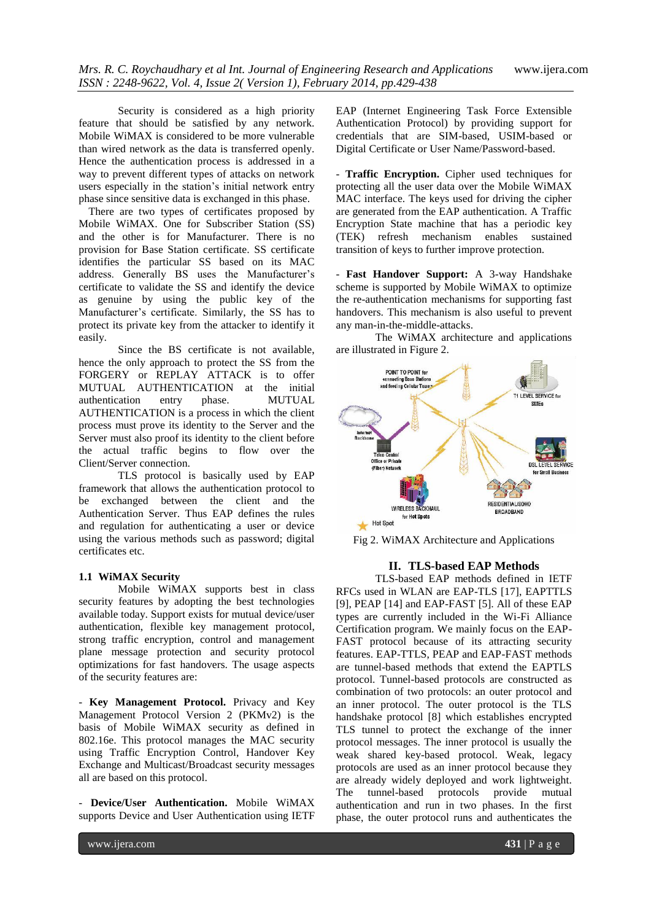Security is considered as a high priority feature that should be satisfied by any network. Mobile WiMAX is considered to be more vulnerable than wired network as the data is transferred openly. Hence the authentication process is addressed in a way to prevent different types of attacks on network users especially in the station's initial network entry phase since sensitive data is exchanged in this phase.

There are two types of certificates proposed by Mobile WiMAX. One for Subscriber Station (SS) and the other is for Manufacturer. There is no provision for Base Station certificate. SS certificate identifies the particular SS based on its MAC address. Generally BS uses the Manufacturer's certificate to validate the SS and identify the device as genuine by using the public key of the Manufacturer's certificate. Similarly, the SS has to protect its private key from the attacker to identify it easily.

Since the BS certificate is not available, hence the only approach to protect the SS from the FORGERY or REPLAY ATTACK is to offer MUTUAL AUTHENTICATION at the initial authentication entry phase. MUTUAL AUTHENTICATION is a process in which the client process must prove its identity to the Server and the Server must also proof its identity to the client before the actual traffic begins to flow over the Client/Server connection.

TLS protocol is basically used by EAP framework that allows the authentication protocol to be exchanged between the client and the Authentication Server. Thus EAP defines the rules and regulation for authenticating a user or device using the various methods such as password; digital certificates etc.

### 1.1 WiMAX Security

Mobile WiMAX supports best in class security features by adopting the best technologies available today. Support exists for mutual device/user authentication, flexible key management protocol, strong traffic encryption, control and management plane message protection and security protocol optimizations for fast handovers. The usage aspects of the security features are:

- **Key Management Protocol.** Privacy and Key Management Protocol Version 2 (PKMv2) is the basis of Mobile WiMAX security as defined in 802.16e. This protocol manages the MAC security using Traffic Encryption Control, Handover Key Exchange and Multicast/Broadcast security messages all are based on this protocol.

- **Device/User Authentication.** Mobile WiMAX supports Device and User Authentication using IETF EAP (Internet Engineering Task Force Extensible Authentication Protocol) by providing support for credentials that are SIM-based, USIM-based or Digital Certificate or User Name/Password-based.

- **Traffic Encryption.** Cipher used techniques for protecting all the user data over the Mobile WiMAX MAC interface. The keys used for driving the cipher are generated from the EAP authentication. A Traffic Encryption State machine that has a periodic key (TEK) refresh mechanism enables sustained transition of keys to further improve protection.

- **Fast Handover Support:** A 3-way Handshake scheme is supported by Mobile WiMAX to optimize the re-authentication mechanisms for supporting fast handovers. This mechanism is also useful to prevent any man-in-the-middle-attacks.

The WiMAX architecture and applications are illustrated in Figure 2.

Fig 2. WiMAX Architecture and Applications

## II. TLS-based EAP Methods

TLS-based EAP methods defined in IETF RFCs used in WLAN are EAP-TLS [17], EAPTTLS [9], PEAP [14] and EAP-FAST [5]. All of these EAP types are currently included in the Wi-Fi Alliance Certification program. We mainly focus on the EAP-FAST protocol because of its attracting security features. EAP-TTLS, PEAP and EAP-FAST methods are tunnel-based methods that extend the EAPTLS protocol. Tunnel-based protocols are constructed as combination of two protocols: an outer protocol and an inner protocol. The outer protocol is the TLS handshake protocol [8] which establishes encrypted TLS tunnel to protect the exchange of the inner protocol messages. The inner protocol is usually the weak shared key-based protocol. Weak, legacy protocols are used as an inner protocol because they are already widely deployed and work lightweight. The tunnel-based protocols provide mutual authentication and run in two phases. In the first phase, the outer protocol runs and authenticates the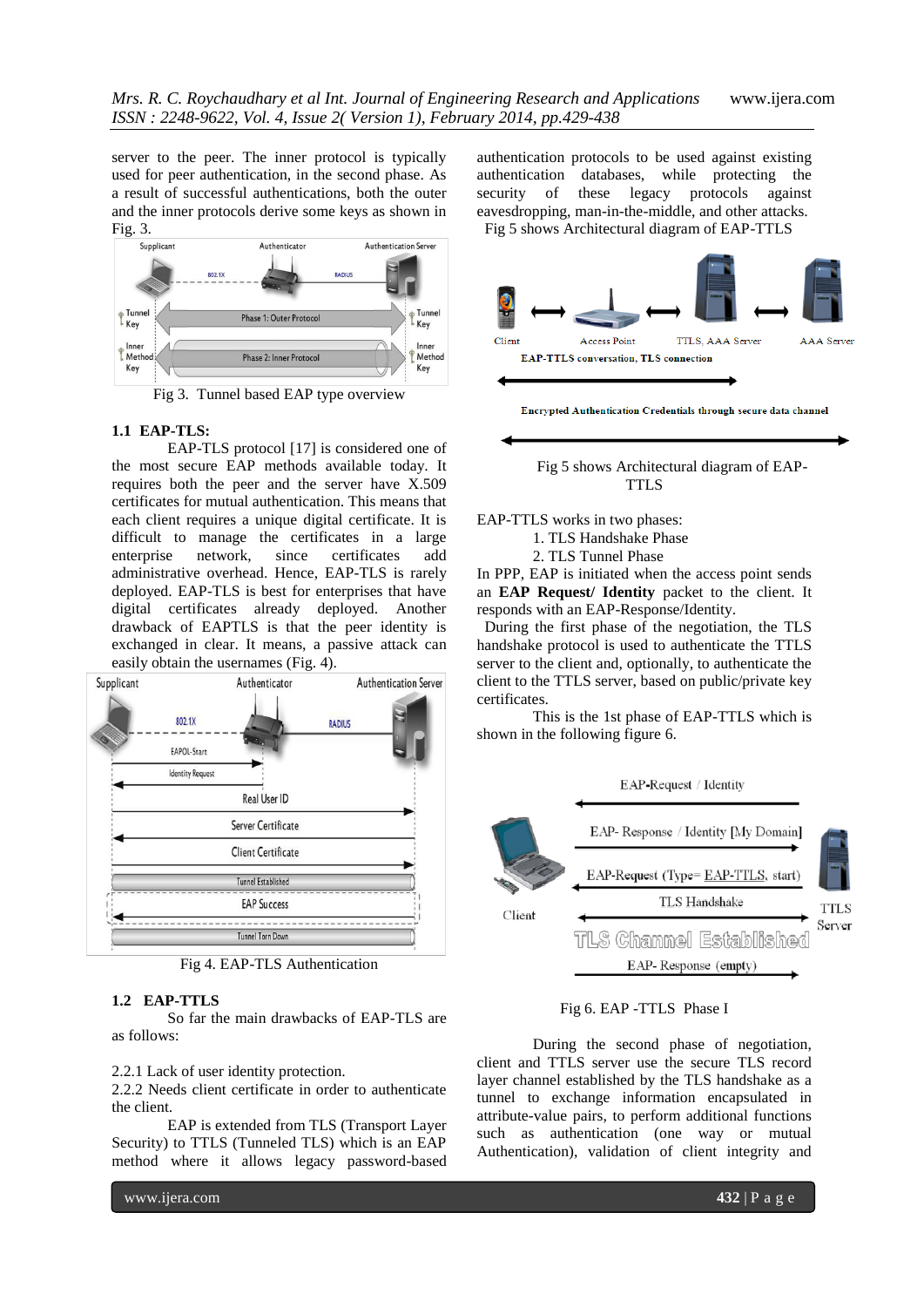server to the peer. The inner protocol is typically used for peer authentication, in the second phase. As a result of successful authentications, both the outer and the inner protocols derive some keys as shown in Fig. 3.

Fig 3. Tunnel based EAP type overview

### 1.1 EAP-TLS:

EAP-TLS protocol [17] is considered one of the most secure EAP methods available today. It requires both the peer and the server have X.509 certificates for mutual authentication. This means that each client requires a unique digital certificate. It is difficult to manage the certificates in a large enterprise network, since certificates add administrative overhead. Hence, EAP-TLS is rarely deployed. EAP-TLS is best for enterprises that have digital certificates already deployed. Another drawback of EAPTLS is that the peer identity is exchanged in clear. It means, a passive attack can easily obtain the usernames (Fig. 4).

Fig 4. EAP-TLS Authentication

### 1.2 EAP-TTLS

So far the main drawbacks of EAP-TLS are as follows:

2.2.1 Lack of user identity protection.
2.2.2 Needs client certificate in order to authenticate the client.

EAP is extended from TLS (Transport Layer Security) to TTLS (Tunneled TLS) which is an EAP method where it allows legacy password-based authentication protocols to be used against existing authentication databases, while protecting the security of these legacy protocols against eavesdropping, man-in-the-middle, and other attacks.
Fig 5 shows Architectural diagram of EAP-TTLS

Fig 5 shows Architectural diagram of EAP-TTLS

EAP-TTLS works in two phases:

1. TLS Handshake Phase
2. TLS Tunnel Phase

In PPP, EAP is initiated when the access point sends an **EAP Request/ Identity** packet to the client. It responds with an EAP-Response/Identity.

During the first phase of the negotiation, the TLS handshake protocol is used to authenticate the TTLS server to the client and, optionally, to authenticate the client to the TTLS server, based on public/private key certificates.

This is the 1st phase of EAP-TTLS which is shown in the following figure 6.

Fig 6. EAP -TTLS Phase I

During the second phase of negotiation, client and TTLS server use the secure TLS record layer channel established by the TLS handshake as a tunnel to exchange information encapsulated in attribute-value pairs, to perform additional functions such as authentication (one way or mutual Authentication), validation of client integrity and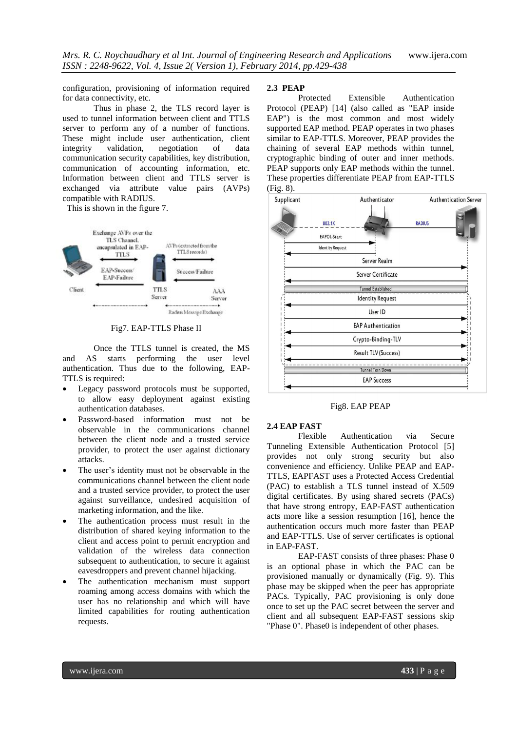configuration, provisioning of information required for data connectivity, etc.

Thus in phase 2, the TLS record layer is used to tunnel information between client and TTLS server to perform any of a number of functions. These might include user authentication, client integrity validation, negotiation of data communication security capabilities, key distribution, communication of accounting information, etc. Information between client and TTLS server is exchanged via attribute value pairs (AVPs) compatible with RADIUS.

This is shown in the figure 7.

Fig7. EAP-TTLS Phase II

Once the TTLS tunnel is created, the MS and AS starts performing the user level authentication. Thus due to the following, EAP-TTLS is required:

- Legacy password protocols must be supported, to allow easy deployment against existing authentication databases.
- Password-based information must not be observable in the communications channel between the client node and a trusted service provider, to protect the user against dictionary attacks.
- The user's identity must not be observable in the communications channel between the client node and a trusted service provider, to protect the user against surveillance, undesired acquisition of marketing information, and the like.
- The authentication process must result in the distribution of shared keying information to the client and access point to permit encryption and validation of the wireless data connection subsequent to authentication, to secure it against eavesdroppers and prevent channel hijacking.
- The authentication mechanism must support roaming among access domains with which the user has no relationship and which will have limited capabilities for routing authentication requests.

### 2.3 PEAP

Protected Extensible Authentication Protocol (PEAP) [14] (also called as "EAP inside EAP") is the most common and most widely supported EAP method. PEAP operates in two phases similar to EAP-TTLS. Moreover, PEAP provides the chaining of several EAP methods within tunnel, cryptographic binding of outer and inner methods. PEAP supports only EAP methods within the tunnel. These properties differentiate PEAP from EAP-TTLS (Fig. 8).

Fig8. EAP PEAP

### 2.4 EAP FAST

Flexible Authentication via Secure Tunneling Extensible Authentication Protocol [5] provides not only strong security but also convenience and efficiency. Unlike PEAP and EAP-TTLS, EAPFAST uses a Protected Access Credential (PAC) to establish a TLS tunnel instead of X.509 digital certificates. By using shared secrets (PACs) that have strong entropy, EAP-FAST authentication acts more like a session resumption [16], hence the authentication occurs much more faster than PEAP and EAP-TTLS. Use of server certificates is optional in EAP-FAST.

EAP-FAST consists of three phases: Phase 0 is an optional phase in which the PAC can be provisioned manually or dynamically (Fig. 9). This phase may be skipped when the peer has appropriate PACs. Typically, PAC provisioning is only done once to set up the PAC secret between the server and client and all subsequent EAP-FAST sessions skip "Phase 0". Phase0 is independent of other phases.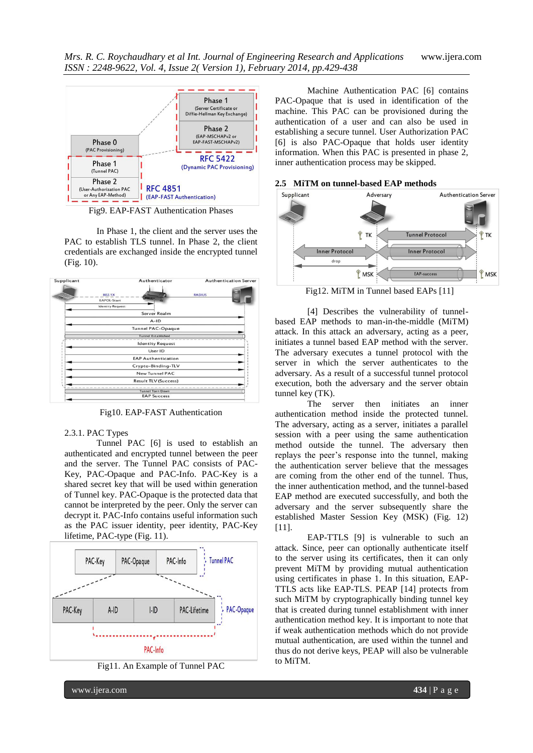Fig9. EAP-FAST Authentication Phases

In Phase 1, the client and the server uses the PAC to establish TLS tunnel. In Phase 2, the client credentials are exchanged inside the encrypted tunnel (Fig. 10).

Fig10. EAP-FAST Authentication

2.3.1. PAC Types

Tunnel PAC [6] is used to establish an authenticated and encrypted tunnel between the peer and the server. The Tunnel PAC consists of PAC-Key, PAC-Opaque and PAC-Info. PAC-Key is a shared secret key that will be used within generation of Tunnel key. PAC-Opaque is the protected data that cannot be interpreted by the peer. Only the server can decrypt it. PAC-Info contains useful information such as the PAC issuer identity, peer identity, PAC-Key lifetime, PAC-type (Fig. 11).

Fig11. An Example of Tunnel PAC

Machine Authentication PAC [6] contains PAC-Opaque that is used in identification of the machine. This PAC can be provisioned during the authentication of a user and can also be used in establishing a secure tunnel. User Authorization PAC [6] is also PAC-Opaque that holds user identity information. When this PAC is presented in phase 2, inner authentication process may be skipped.

### 2.5 MiTM on tunnel-based EAP methods

Fig12. MiTM in Tunnel based EAPs [11]

[4] Describes the vulnerability of tunnel-based EAP methods to man-in-the-middle (MiTM) attack. In this attack an adversary, acting as a peer, initiates a tunnel based EAP method with the server. The adversary executes a tunnel protocol with the server in which the server authenticates to the adversary. As a result of a successful tunnel protocol execution, both the adversary and the server obtain tunnel key (TK).

The server then initiates an inner authentication method inside the protected tunnel. The adversary, acting as a server, initiates a parallel session with a peer using the same authentication method outside the tunnel. The adversary then replays the peer's response into the tunnel, making the authentication server believe that the messages are coming from the other end of the tunnel. Thus, the inner authentication method, and the tunnel-based EAP method are executed successfully, and both the adversary and the server subsequently share the established Master Session Key (MSK) (Fig. 12) [11].

EAP-TTLS [9] is vulnerable to such an attack. Since, peer can optionally authenticate itself to the server using its certificates, then it can only prevent MiTM by providing mutual authentication using certificates in phase 1. In this situation, EAP-TTLS acts like EAP-TLS. PEAP [14] protects from such MiTM by cryptographically binding tunnel key that is created during tunnel establishment with inner authentication method key. It is important to note that if weak authentication methods which do not provide mutual authentication, are used within the tunnel and thus do not derive keys, PEAP will also be vulnerable to MiTM.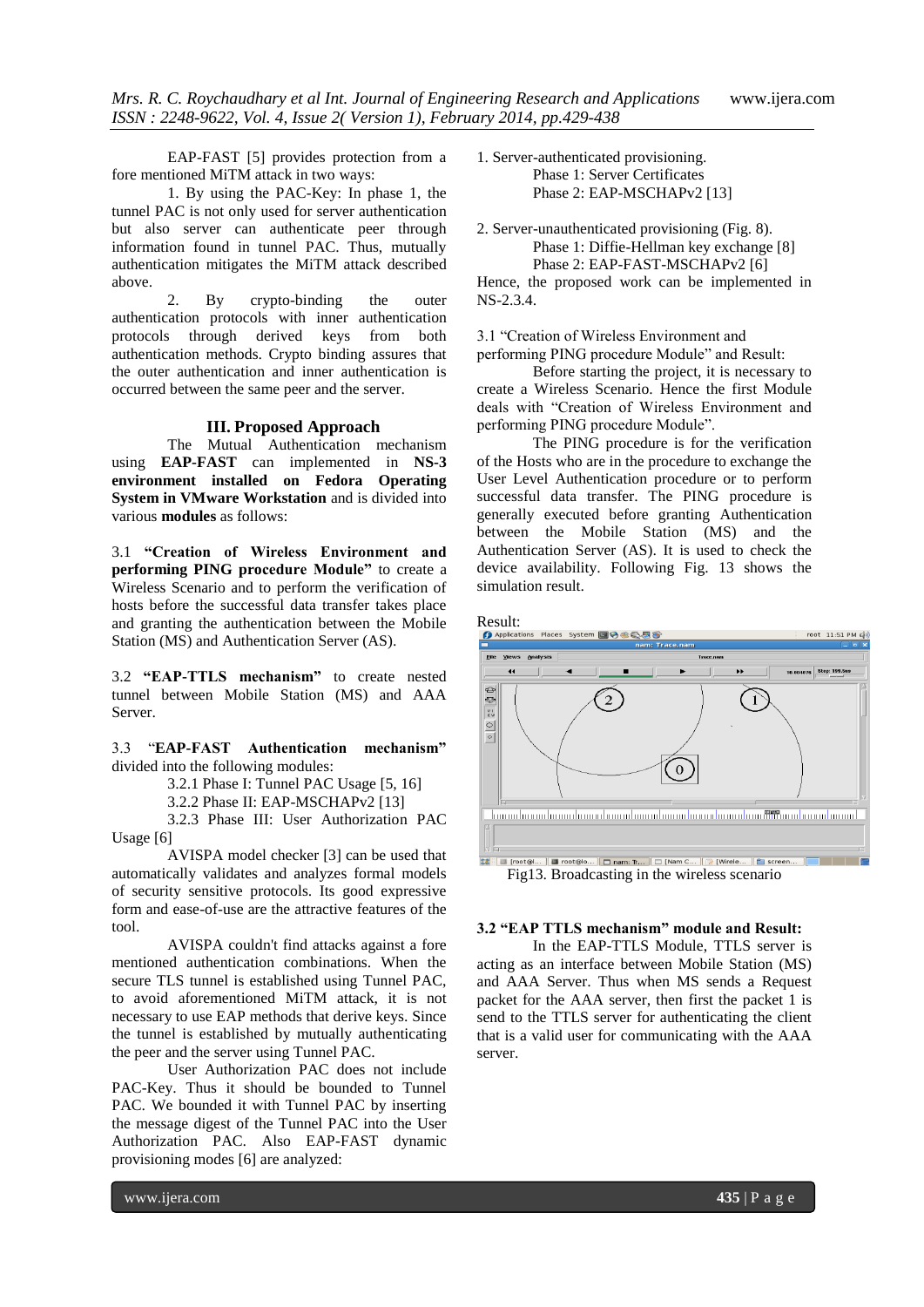EAP-FAST [5] provides protection from a fore mentioned MiTM attack in two ways:

1. By using the PAC-Key: In phase 1, the tunnel PAC is not only used for server authentication but also server can authenticate peer through information found in tunnel PAC. Thus, mutually authentication mitigates the MiTM attack described above.

2. By crypto-binding the outer authentication protocols with inner authentication protocols through derived keys from both authentication methods. Crypto binding assures that the outer authentication and inner authentication is occurred between the same peer and the server.

## III. Proposed Approach

The Mutual Authentication mechanism using **EAP-FAST** can implemented in **NS-3 environment installed on Fedora Operating System in VMware Workstation** and is divided into various **modules** as follows:

3.1 **"Creation of Wireless Environment and performing PING procedure Module"** to create a Wireless Scenario and to perform the verification of hosts before the successful data transfer takes place and granting the authentication between the Mobile Station (MS) and Authentication Server (AS).

3.2 **"EAP-TTLS mechanism"** to create nested tunnel between Mobile Station (MS) and AAA Server.

3.3 "**EAP-FAST Authentication mechanism"** divided into the following modules:

3.2.1 Phase I: Tunnel PAC Usage [5, 16]

3.2.2 Phase II: EAP-MSCHAPv2 [13]

3.2.3 Phase III: User Authorization PAC Usage [6]

AVISPA model checker [3] can be used that automatically validates and analyzes formal models of security sensitive protocols. Its good expressive form and ease-of-use are the attractive features of the tool.

AVISPA couldn't find attacks against a fore mentioned authentication combinations. When the secure TLS tunnel is established using Tunnel PAC, to avoid aforementioned MiTM attack, it is not necessary to use EAP methods that derive keys. Since the tunnel is established by mutually authenticating the peer and the server using Tunnel PAC.

User Authorization PAC does not include PAC-Key. Thus it should be bounded to Tunnel PAC. We bounded it with Tunnel PAC by inserting the message digest of the Tunnel PAC into the User Authorization PAC. Also EAP-FAST dynamic provisioning modes [6] are analyzed:

1. Server-authenticated provisioning.
   Phase 1: Server Certificates
   Phase 2: EAP-MSCHAPv2 [13]

2. Server-unauthenticated provisioning (Fig. 8).
   Phase 1: Diffie-Hellman key exchange [8]
   Phase 2: EAP-FAST-MSCHAPv2 [6]

Hence, the proposed work can be implemented in NS-2.3.4.

3.1 "Creation of Wireless Environment and performing PING procedure Module" and Result:

Before starting the project, it is necessary to create a Wireless Scenario. Hence the first Module deals with "Creation of Wireless Environment and performing PING procedure Module".

The PING procedure is for the verification of the Hosts who are in the procedure to exchange the User Level Authentication procedure or to perform successful data transfer. The PING procedure is generally executed before granting Authentication between the Mobile Station (MS) and the Authentication Server (AS). It is used to check the device availability. Following Fig. 13 shows the simulation result.

Result:

Fig13. Broadcasting in the wireless scenario

### 3.2 "EAP TTLS mechanism" module and Result:

In the EAP-TTLS Module, TTLS server is acting as an interface between Mobile Station (MS) and AAA Server. Thus when MS sends a Request packet for the AAA server, then first the packet 1 is send to the TTLS server for authenticating the client that is a valid user for communicating with the AAA server.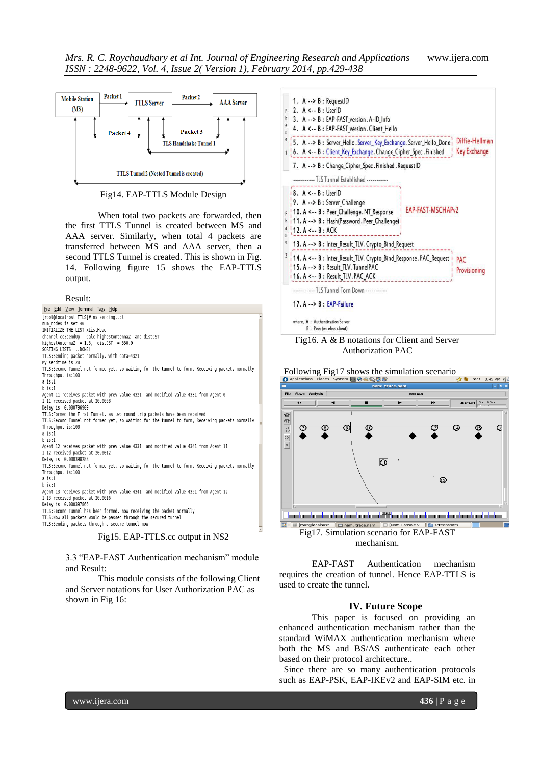Fig14. EAP-TTLS Module Design

When total two packets are forwarded, then the first TTLS Tunnel is created between MS and AAA server. Similarly, when total 4 packets are transferred between MS and AAA server, then a second TTLS Tunnel is created. This is shown in Fig. 14. Following figure 15 shows the EAP-TTLS output.

Result:

Fig15. EAP-TTLS.cc output in NS2

3.3 "EAP-FAST Authentication mechanism" module and Result:

This module consists of the following Client and Server notations for User Authorization PAC as shown in Fig 16:

Fig16. A & B notations for Client and Server Authorization PAC

Following Fig17 shows the simulation scenario

Fig17. Simulation scenario for EAP-FAST mechanism.

EAP-FAST Authentication mechanism requires the creation of tunnel. Hence EAP-TTLS is used to create the tunnel.

## IV. Future Scope

This paper is focused on providing an enhanced authentication mechanism rather than the standard WiMAX authentication mechanism where both the MS and BS/AS authenticate each other based on their protocol architecture..

Since there are so many authentication protocols such as EAP-PSK, EAP-IKEv2 and EAP-SIM etc. in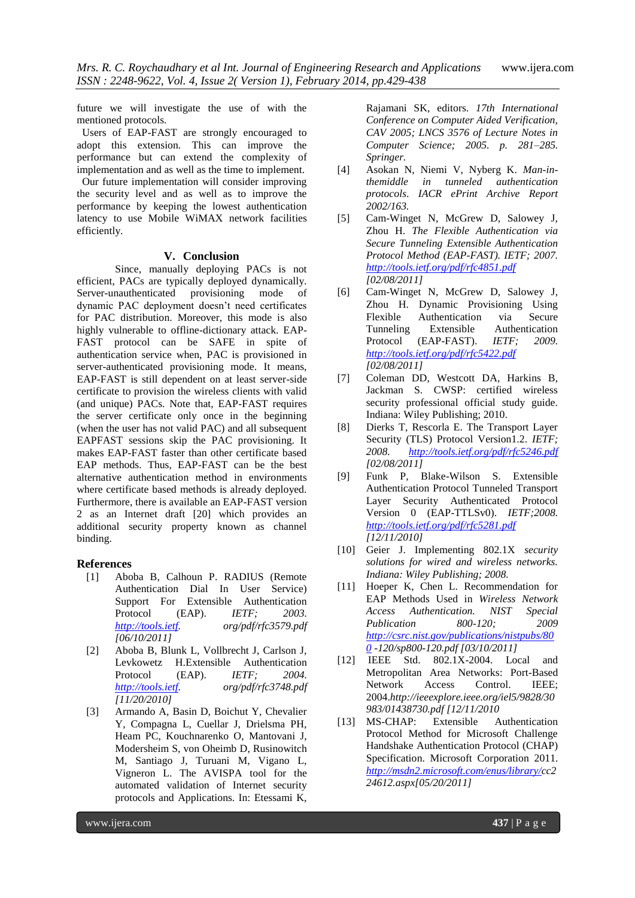future we will investigate the use of with the mentioned protocols.

Users of EAP-FAST are strongly encouraged to adopt this extension. This can improve the performance but can extend the complexity of implementation and as well as the time to implement.

Our future implementation will consider improving the security level and as well as to improve the performance by keeping the lowest authentication latency to use Mobile WiMAX network facilities efficiently.

## V. Conclusion

Since, manually deploying PACs is not efficient, PACs are typically deployed dynamically. Server-unauthenticated provisioning mode of dynamic PAC deployment doesn't need certificates for PAC distribution. Moreover, this mode is also highly vulnerable to offline-dictionary attack. EAP-FAST protocol can be SAFE in spite of authentication service when, PAC is provisioned in server-authenticated provisioning mode. It means, EAP-FAST is still dependent on at least server-side certificate to provision the wireless clients with valid (and unique) PACs. Note that, EAP-FAST requires the server certificate only once in the beginning (when the user has not valid PAC) and all subsequent EAPFAST sessions skip the PAC provisioning. It makes EAP-FAST faster than other certificate based EAP methods. Thus, EAP-FAST can be the best alternative authentication method in environments where certificate based methods is already deployed. Furthermore, there is available an EAP-FAST version 2 as an Internet draft [20] which provides an additional security property known as channel binding.

## References

[1] Aboba B, Calhoun P. RADIUS (Remote Authentication Dial In User Service) Support For Extensible Authentication Protocol (EAP). *IETF; 2003. http://tools.ietf. org/pdf/rfc3579.pdf [06/10/2011]*

[2] Aboba B, Blunk L, Vollbrecht J, Carlson J, Levkowetz H.Extensible Authentication Protocol (EAP). *IETF; 2004. http://tools.ietf. org/pdf/rfc3748.pdf [11/20/2010]*

[3] Armando A, Basin D, Boichut Y, Chevalier Y, Compagna L, Cuellar J, Drielsma PH, Heam PC, Kouchnarenko O, Mantovani J, Modersheim S, von Oheimb D, Rusinowitch M, Santiago J, Turuani M, Vigano L, Vigneron L. The AVISPA tool for the automated validation of Internet security protocols and Applications. In: Etessami K, Rajamani SK, editors. *17th International Conference on Computer Aided Verification, CAV 2005; LNCS 3576 of Lecture Notes in Computer Science; 2005. p. 281–285. Springer.*

[4] Asokan N, Niemi V, Nyberg K. *Man-in-themiddle in tunneled authentication protocols. IACR ePrint Archive Report 2002/163.*

[5] Cam-Winget N, McGrew D, Salowey J, Zhou H. *The Flexible Authentication via Secure Tunneling Extensible Authentication Protocol Method (EAP-FAST). IETF; 2007. http://tools.ietf.org/pdf/rfc4851.pdf [02/08/2011]*

[6] Cam-Winget N, McGrew D, Salowey J, Zhou H. Dynamic Provisioning Using Flexible Authentication via Secure Tunneling Extensible Authentication Protocol (EAP-FAST). *IETF; 2009. http://tools.ietf.org/pdf/rfc5422.pdf [02/08/2011]*

[7] Coleman DD, Westcott DA, Harkins B, Jackman S. CWSP: certified wireless security professional official study guide. Indiana: Wiley Publishing; 2010.

[8] Dierks T, Rescorla E. The Transport Layer Security (TLS) Protocol Version1.2. *IETF; 2008. http://tools.ietf.org/pdf/rfc5246.pdf [02/08/2011]*

[9] Funk P, Blake-Wilson S. Extensible Authentication Protocol Tunneled Transport Layer Security Authenticated Protocol Version 0 (EAP-TTLSv0). *IETF;2008. http://tools.ietf.org/pdf/rfc5281.pdf [12/11/2010]*

[10] Geier J. Implementing 802.1X *security solutions for wired and wireless networks. Indiana: Wiley Publishing; 2008.*

[11] Hoeper K, Chen L. Recommendation for EAP Methods Used in *Wireless Network Access Authentication. NIST Special Publication 800-120; 2009 http://csrc.nist.gov/publications/nistpubs/800 -120/sp800-120.pdf [03/10/2011]*

[12] IEEE Std. 802.1X-2004. Local and Metropolitan Area Networks: Port-Based Network Access Control. IEEE; 2004.*http://ieeexplore.ieee.org/iel5/9828/30983/01438730.pdf [12/11/2010*

[13] MS-CHAP: Extensible Authentication Protocol Method for Microsoft Challenge Handshake Authentication Protocol (CHAP) Specification. Microsoft Corporation 2011. *http://msdn2.microsoft.com/enus/library/cc224612.aspx[05/20/2011]*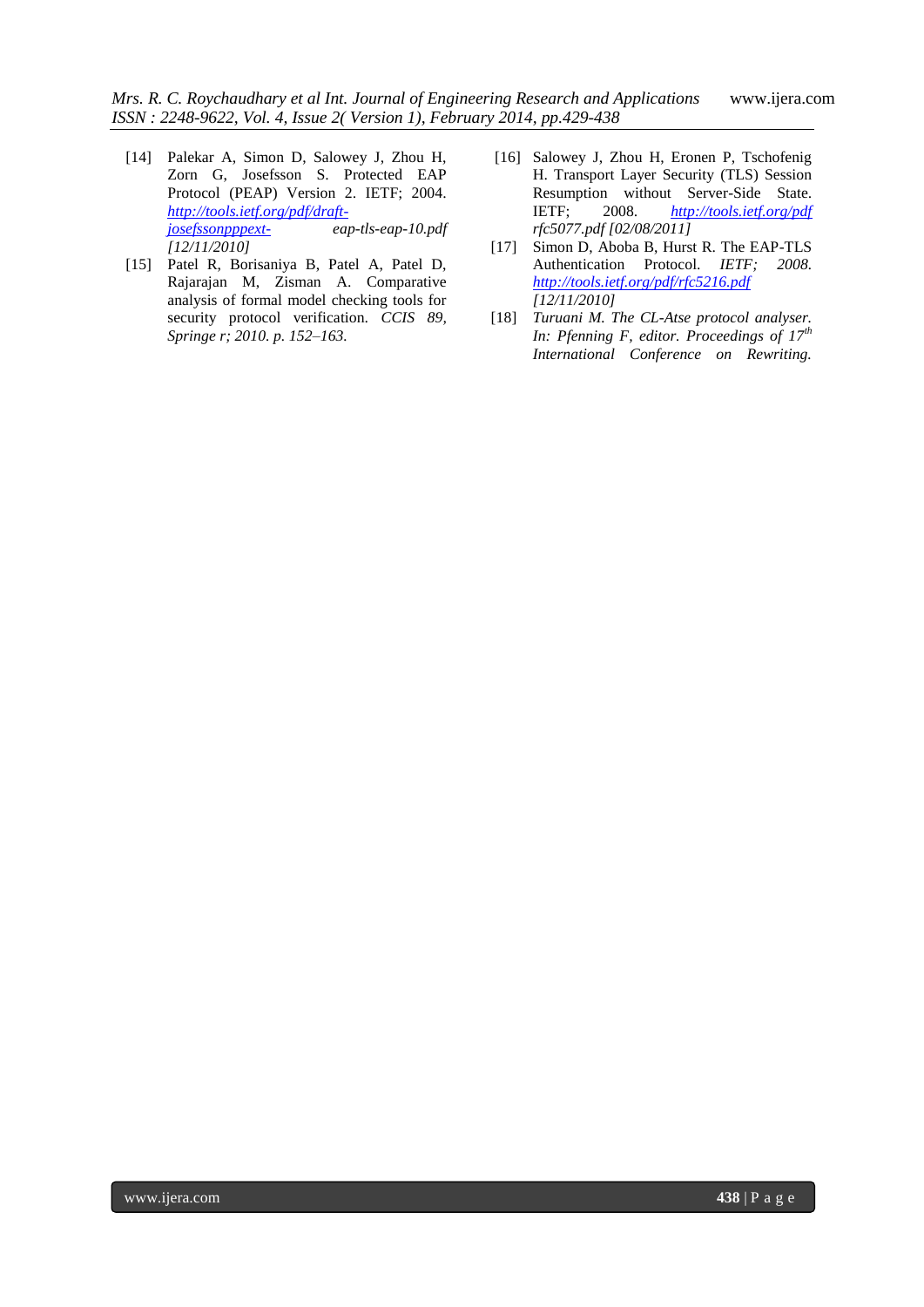[14] Palekar A, Simon D, Salowey J, Zhou H, Zorn G, Josefsson S. Protected EAP Protocol (PEAP) Version 2. IETF; 2004. *http://tools.ietf.org/pdf/draft-josefssonpppext- eap-tls-eap-10.pdf [12/11/2010]*

[15] Patel R, Borisaniya B, Patel A, Patel D, Rajarajan M, Zisman A. Comparative analysis of formal model checking tools for security protocol verification. *CCIS 89, Springe r; 2010. p. 152–163.*

[16] Salowey J, Zhou H, Eronen P, Tschofenig H. Transport Layer Security (TLS) Session Resumption without Server-Side State. IETF; 2008. *http://tools.ietf.org/pdf rfc5077.pdf [02/08/2011]*

[17] Simon D, Aboba B, Hurst R. The EAP-TLS Authentication Protocol. *IETF; 2008. http://tools.ietf.org/pdf/rfc5216.pdf [12/11/2010]*

[18] *Turuani M. The CL-Atse protocol analyser. In: Pfenning F, editor. Proceedings of 17th International Conference on Rewriting.*